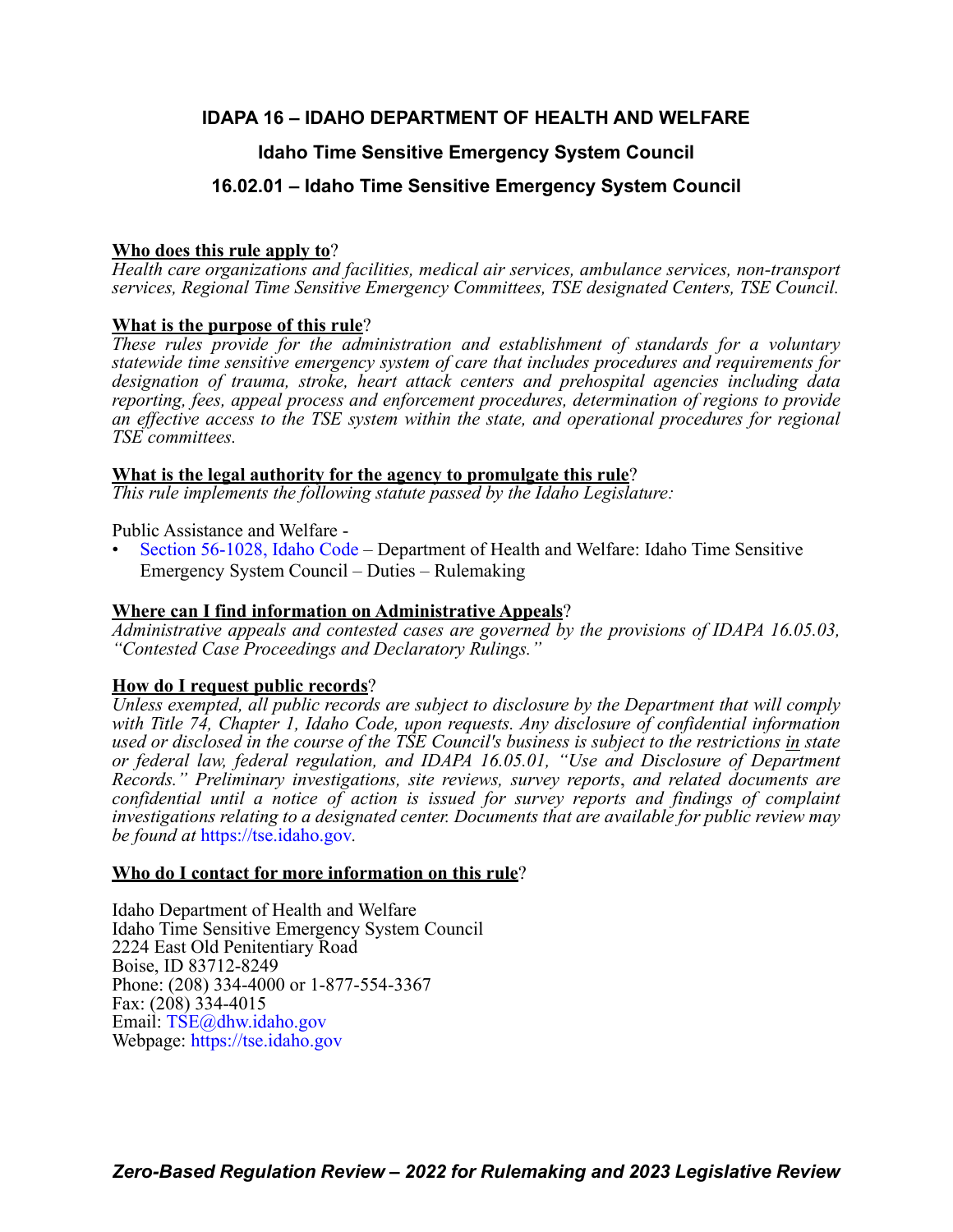# IDAPA 16 – IDAHO DEPARTMENT OF HEALTH AND WELFARE

## Idaho Time Sensitive Emergency System Council

## 16.02.01 – Idaho Time Sensitive Emergency System Council

**Who does this rule apply to?**

*Health care organizations and facilities, medical air services, ambulance services, non-transport services, Regional Time Sensitive Emergency Committees, TSE designated Centers, TSE Council.*

**What is the purpose of this rule?**

*These rules provide for the administration and establishment of standards for a voluntary statewide time sensitive emergency system of care that includes procedures and requirements for designation of trauma, stroke, heart attack centers and prehospital agencies including data reporting, fees, appeal process and enforcement procedures, determination of regions to provide an effective access to the TSE system within the state, and operational procedures for regional TSE committees.*

**What is the legal authority for the agency to promulgate this rule?**

*This rule implements the following statute passed by the Idaho Legislature:*

Public Assistance and Welfare -

- Section 56-1028, Idaho Code – Department of Health and Welfare: Idaho Time Sensitive Emergency System Council – Duties – Rulemaking

**Where can I find information on Administrative Appeals?**

*Administrative appeals and contested cases are governed by the provisions of IDAPA 16.05.03, "Contested Case Proceedings and Declaratory Rulings."*

**How do I request public records?**

*Unless exempted, all public records are subject to disclosure by the Department that will comply with Title 74, Chapter 1, Idaho Code, upon requests. Any disclosure of confidential information used or disclosed in the course of the TSE Council's business is subject to the restrictions in state or federal law, federal regulation, and IDAPA 16.05.01, "Use and Disclosure of Department Records." Preliminary investigations, site reviews, survey reports, and related documents are confidential until a notice of action is issued for survey reports and findings of complaint investigations relating to a designated center. Documents that are available for public review may be found at* https://tse.idaho.gov.

**Who do I contact for more information on this rule?**

Idaho Department of Health and Welfare
Idaho Time Sensitive Emergency System Council
2224 East Old Penitentiary Road
Boise, ID 83712-8249
Phone: (208) 334-4000 or 1-877-554-3367
Fax: (208) 334-4015
Email: TSE@dhw.idaho.gov
Webpage: https://tse.idaho.gov

***Zero-Based Regulation Review – 2022 for Rulemaking and 2023 Legislative Review***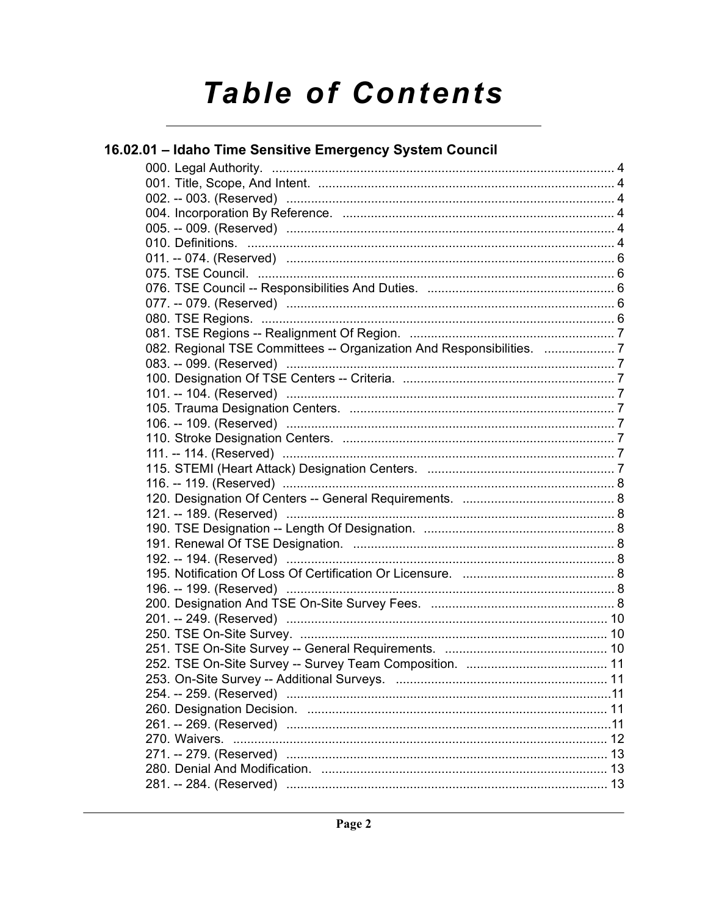# Table of Contents

## 16.02.01 – Idaho Time Sensitive Emergency System Council

000. Legal Authority. ..... 4
001. Title, Scope, And Intent. ..... 4
002. -- 003. (Reserved) ..... 4
004. Incorporation By Reference. ..... 4
005. -- 009. (Reserved) ..... 4
010. Definitions. ..... 4
011. -- 074. (Reserved) ..... 6
075. TSE Council. ..... 6
076. TSE Council -- Responsibilities And Duties. ..... 6
077. -- 079. (Reserved) ..... 6
080. TSE Regions. ..... 6
081. TSE Regions -- Realignment Of Region. ..... 7
082. Regional TSE Committees -- Organization And Responsibilities. ..... 7
083. -- 099. (Reserved) ..... 7
100. Designation Of TSE Centers -- Criteria. ..... 7
101. -- 104. (Reserved) ..... 7
105. Trauma Designation Centers. ..... 7
106. -- 109. (Reserved) ..... 7
110. Stroke Designation Centers. ..... 7
111. -- 114. (Reserved) ..... 7
115. STEMI (Heart Attack) Designation Centers. ..... 7
116. -- 119. (Reserved) ..... 8
120. Designation Of Centers -- General Requirements. ..... 8
121. -- 189. (Reserved) ..... 8
190. TSE Designation -- Length Of Designation. ..... 8
191. Renewal Of TSE Designation. ..... 8
192. -- 194. (Reserved) ..... 8
195. Notification Of Loss Of Certification Or Licensure. ..... 8
196. -- 199. (Reserved) ..... 8
200. Designation And TSE On-Site Survey Fees. ..... 8
201. -- 249. (Reserved) ..... 10
250. TSE On-Site Survey. ..... 10
251. TSE On-Site Survey -- General Requirements. ..... 10
252. TSE On-Site Survey -- Survey Team Composition. ..... 11
253. On-Site Survey -- Additional Surveys. ..... 11
254. -- 259. (Reserved) ..... 11
260. Designation Decision. ..... 11
261. -- 269. (Reserved) ..... 11
270. Waivers. ..... 12
271. -- 279. (Reserved) ..... 13
280. Denial And Modification. ..... 13
281. -- 284. (Reserved) ..... 13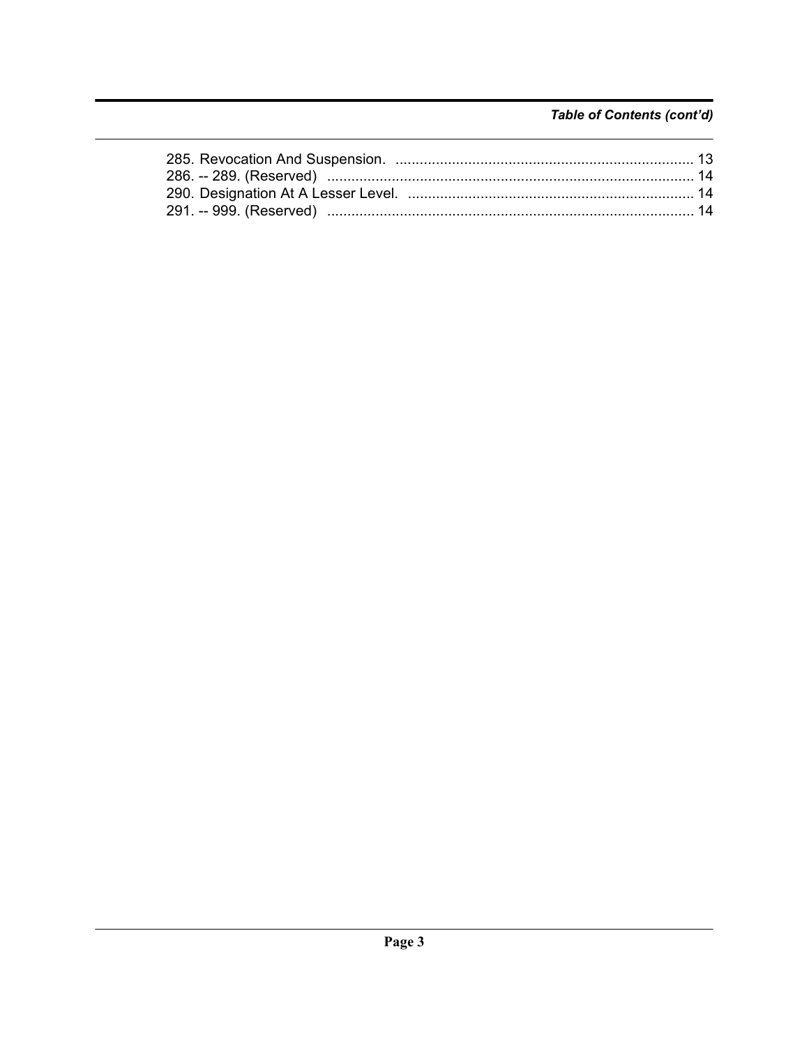***Table of Contents (cont'd)***

285. Revocation And Suspension. .......................................................................... 13
286. -- 289. (Reserved) ........................................................................................... 14
290. Designation At A Lesser Level. ....................................................................... 14
291. -- 999. (Reserved) ........................................................................................... 14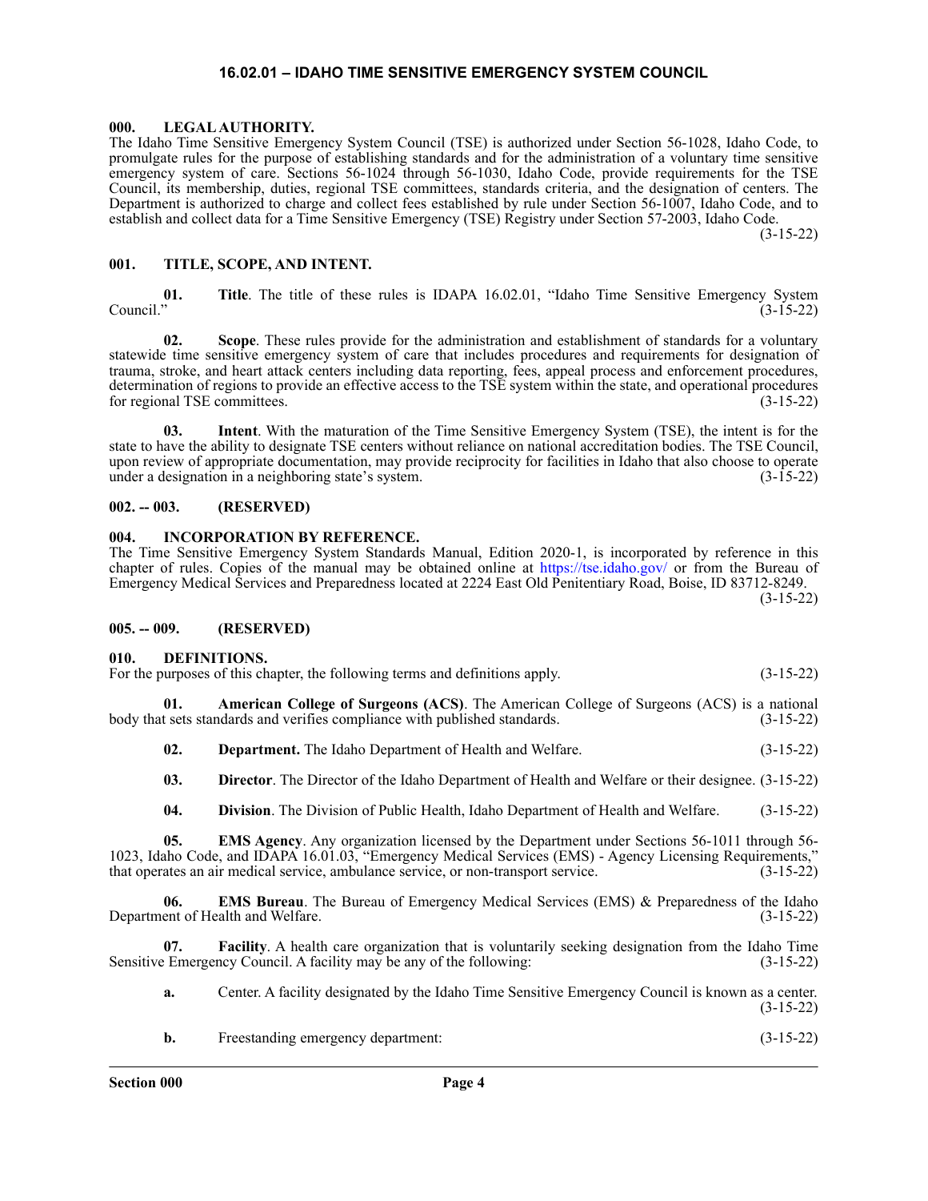# 16.02.01 – IDAHO TIME SENSITIVE EMERGENCY SYSTEM COUNCIL

## 000. LEGAL AUTHORITY.

The Idaho Time Sensitive Emergency System Council (TSE) is authorized under Section 56-1028, Idaho Code, to promulgate rules for the purpose of establishing standards and for the administration of a voluntary time sensitive emergency system of care. Sections 56-1024 through 56-1030, Idaho Code, provide requirements for the TSE Council, its membership, duties, regional TSE committees, standards criteria, and the designation of centers. The Department is authorized to charge and collect fees established by rule under Section 56-1007, Idaho Code, and to establish and collect data for a Time Sensitive Emergency (TSE) Registry under Section 57-2003, Idaho Code. (3-15-22)

## 001. TITLE, SCOPE, AND INTENT.

**01. Title**. The title of these rules is IDAPA 16.02.01, "Idaho Time Sensitive Emergency System Council." (3-15-22)

**02. Scope**. These rules provide for the administration and establishment of standards for a voluntary statewide time sensitive emergency system of care that includes procedures and requirements for designation of trauma, stroke, and heart attack centers including data reporting, fees, appeal process and enforcement procedures, determination of regions to provide an effective access to the TSE system within the state, and operational procedures for regional TSE committees. (3-15-22)

**03. Intent**. With the maturation of the Time Sensitive Emergency System (TSE), the intent is for the state to have the ability to designate TSE centers without reliance on national accreditation bodies. The TSE Council, upon review of appropriate documentation, may provide reciprocity for facilities in Idaho that also choose to operate under a designation in a neighboring state's system. (3-15-22)

## 002. -- 003. (RESERVED)

## 004. INCORPORATION BY REFERENCE.

The Time Sensitive Emergency System Standards Manual, Edition 2020-1, is incorporated by reference in this chapter of rules. Copies of the manual may be obtained online at https://tse.idaho.gov/ or from the Bureau of Emergency Medical Services and Preparedness located at 2224 East Old Penitentiary Road, Boise, ID 83712-8249. (3-15-22)

## 005. -- 009. (RESERVED)

## 010. DEFINITIONS.

For the purposes of this chapter, the following terms and definitions apply. (3-15-22)

**01. American College of Surgeons (ACS)**. The American College of Surgeons (ACS) is a national body that sets standards and verifies compliance with published standards. (3-15-22)

**02. Department.** The Idaho Department of Health and Welfare. (3-15-22)

**03. Director**. The Director of the Idaho Department of Health and Welfare or their designee. (3-15-22)

**04. Division**. The Division of Public Health, Idaho Department of Health and Welfare. (3-15-22)

**05. EMS Agency**. Any organization licensed by the Department under Sections 56-1011 through 56-1023, Idaho Code, and IDAPA 16.01.03, "Emergency Medical Services (EMS) - Agency Licensing Requirements," that operates an air medical service, ambulance service, or non-transport service. (3-15-22)

**06. EMS Bureau**. The Bureau of Emergency Medical Services (EMS) & Preparedness of the Idaho Department of Health and Welfare. (3-15-22)

**07. Facility**. A health care organization that is voluntarily seeking designation from the Idaho Time Sensitive Emergency Council. A facility may be any of the following: (3-15-22)

**a.** Center. A facility designated by the Idaho Time Sensitive Emergency Council is known as a center. (3-15-22)

**b.** Freestanding emergency department: (3-15-22)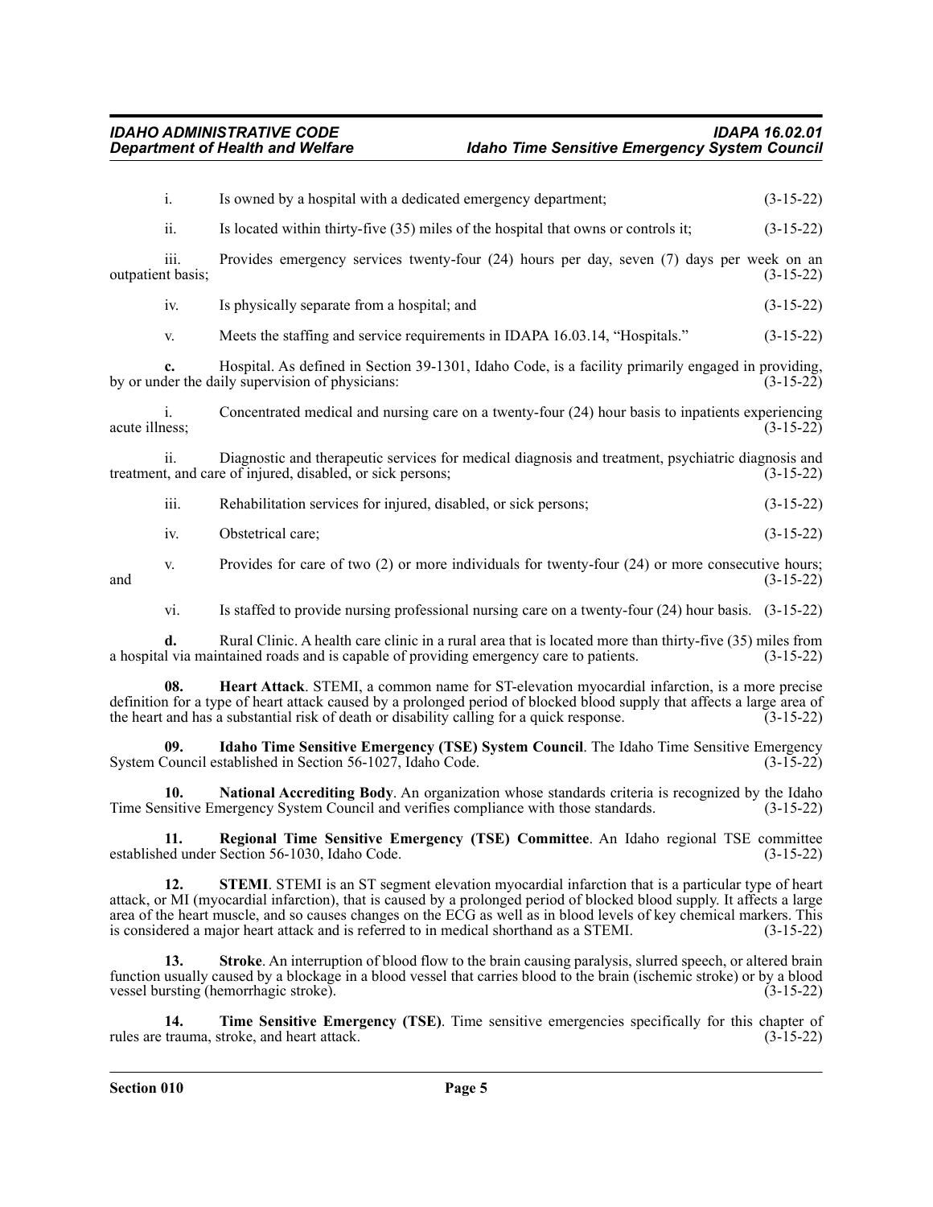i. Is owned by a hospital with a dedicated emergency department; (3-15-22)

ii. Is located within thirty-five (35) miles of the hospital that owns or controls it; (3-15-22)

iii. Provides emergency services twenty-four (24) hours per day, seven (7) days per week on an outpatient basis; (3-15-22)

iv. Is physically separate from a hospital; and (3-15-22)

v. Meets the staffing and service requirements in IDAPA 16.03.14, "Hospitals." (3-15-22)

**c.** Hospital. As defined in Section 39-1301, Idaho Code, is a facility primarily engaged in providing, by or under the daily supervision of physicians: (3-15-22)

i. Concentrated medical and nursing care on a twenty-four (24) hour basis to inpatients experiencing acute illness; (3-15-22)

ii. Diagnostic and therapeutic services for medical diagnosis and treatment, psychiatric diagnosis and treatment, and care of injured, disabled, or sick persons; (3-15-22)

iii. Rehabilitation services for injured, disabled, or sick persons; (3-15-22)

iv. Obstetrical care; (3-15-22)

v. Provides for care of two (2) or more individuals for twenty-four (24) or more consecutive hours; and (3-15-22)

vi. Is staffed to provide nursing professional nursing care on a twenty-four (24) hour basis. (3-15-22)

**d.** Rural Clinic. A health care clinic in a rural area that is located more than thirty-five (35) miles from a hospital via maintained roads and is capable of providing emergency care to patients. (3-15-22)

**08. Heart Attack**. STEMI, a common name for ST-elevation myocardial infarction, is a more precise definition for a type of heart attack caused by a prolonged period of blocked blood supply that affects a large area of the heart and has a substantial risk of death or disability calling for a quick response. (3-15-22)

**09. Idaho Time Sensitive Emergency (TSE) System Council**. The Idaho Time Sensitive Emergency System Council established in Section 56-1027, Idaho Code. (3-15-22)

**10. National Accrediting Body**. An organization whose standards criteria is recognized by the Idaho Time Sensitive Emergency System Council and verifies compliance with those standards. (3-15-22)

**11. Regional Time Sensitive Emergency (TSE) Committee**. An Idaho regional TSE committee established under Section 56-1030, Idaho Code. (3-15-22)

**12. STEMI**. STEMI is an ST segment elevation myocardial infarction that is a particular type of heart attack, or MI (myocardial infarction), that is caused by a prolonged period of blocked blood supply. It affects a large area of the heart muscle, and so causes changes on the ECG as well as in blood levels of key chemical markers. This is considered a major heart attack and is referred to in medical shorthand as a STEMI. (3-15-22)

**13. Stroke**. An interruption of blood flow to the brain causing paralysis, slurred speech, or altered brain function usually caused by a blockage in a blood vessel that carries blood to the brain (ischemic stroke) or by a blood vessel bursting (hemorrhagic stroke). (3-15-22)

**14. Time Sensitive Emergency (TSE)**. Time sensitive emergencies specifically for this chapter of rules are trauma, stroke, and heart attack. (3-15-22)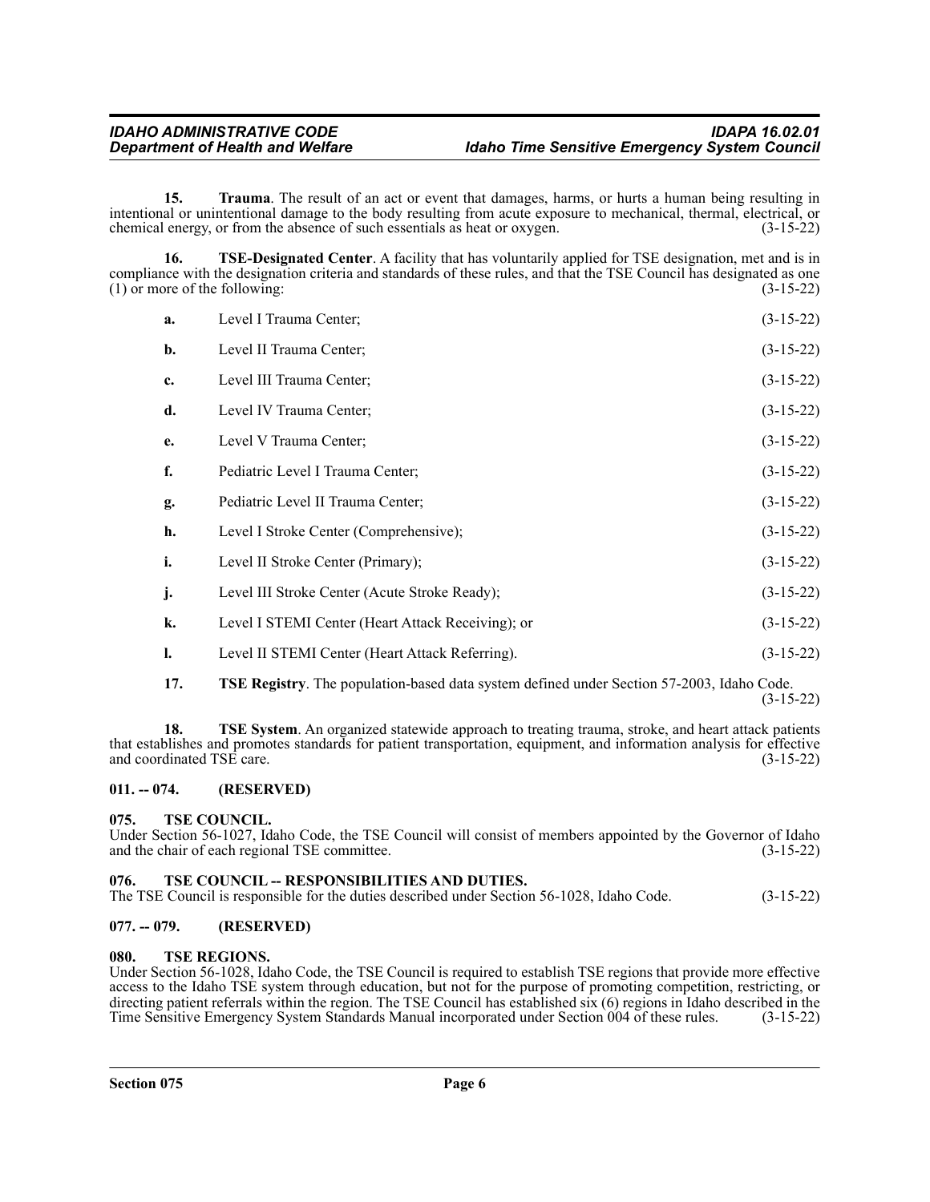**15. Trauma**. The result of an act or event that damages, harms, or hurts a human being resulting in intentional or unintentional damage to the body resulting from acute exposure to mechanical, thermal, electrical, or chemical energy, or from the absence of such essentials as heat or oxygen. (3-15-22)

**16. TSE-Designated Center**. A facility that has voluntarily applied for TSE designation, met and is in compliance with the designation criteria and standards of these rules, and that the TSE Council has designated as one (1) or more of the following: (3-15-22)

**a.** Level I Trauma Center; (3-15-22)

**b.** Level II Trauma Center; (3-15-22)

**c.** Level III Trauma Center; (3-15-22)

**d.** Level IV Trauma Center; (3-15-22)

**e.** Level V Trauma Center; (3-15-22)

**f.** Pediatric Level I Trauma Center; (3-15-22)

**g.** Pediatric Level II Trauma Center; (3-15-22)

**h.** Level I Stroke Center (Comprehensive); (3-15-22)

**i.** Level II Stroke Center (Primary); (3-15-22)

**j.** Level III Stroke Center (Acute Stroke Ready); (3-15-22)

**k.** Level I STEMI Center (Heart Attack Receiving); or (3-15-22)

**l.** Level II STEMI Center (Heart Attack Referring). (3-15-22)

**17. TSE Registry**. The population-based data system defined under Section 57-2003, Idaho Code. (3-15-22)

**18. TSE System**. An organized statewide approach to treating trauma, stroke, and heart attack patients that establishes and promotes standards for patient transportation, equipment, and information analysis for effective and coordinated TSE care. (3-15-22)

### 011. -- 074. (RESERVED)

### 075. TSE COUNCIL.

Under Section 56-1027, Idaho Code, the TSE Council will consist of members appointed by the Governor of Idaho and the chair of each regional TSE committee. (3-15-22)

### 076. TSE COUNCIL -- RESPONSIBILITIES AND DUTIES.

The TSE Council is responsible for the duties described under Section 56-1028, Idaho Code. (3-15-22)

### 077. -- 079. (RESERVED)

### 080. TSE REGIONS.

Under Section 56-1028, Idaho Code, the TSE Council is required to establish TSE regions that provide more effective access to the Idaho TSE system through education, but not for the purpose of promoting competition, restricting, or directing patient referrals within the region. The TSE Council has established six (6) regions in Idaho described in the Time Sensitive Emergency System Standards Manual incorporated under Section 004 of these rules. (3-15-22)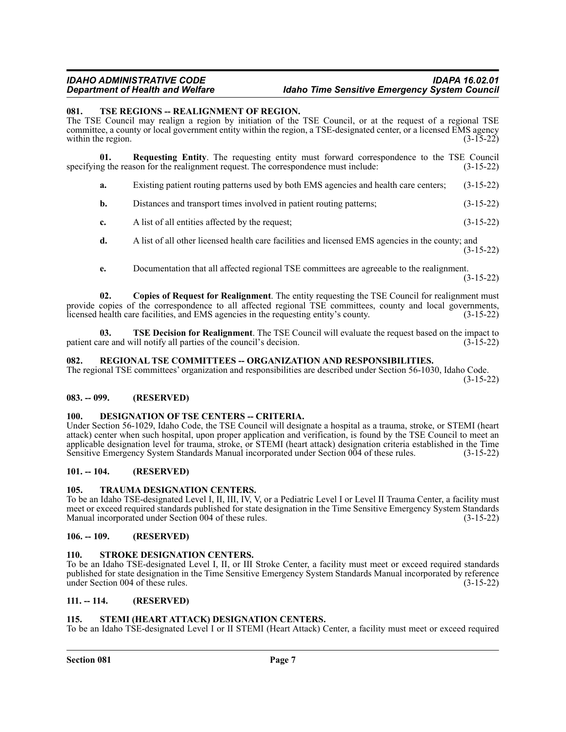### 081. TSE REGIONS -- REALIGNMENT OF REGION.

The TSE Council may realign a region by initiation of the TSE Council, or at the request of a regional TSE committee, a county or local government entity within the region, a TSE-designated center, or a licensed EMS agency within the region. (3-15-22)

**01. Requesting Entity**. The requesting entity must forward correspondence to the TSE Council specifying the reason for the realignment request. The correspondence must include: (3-15-22)

**a.** Existing patient routing patterns used by both EMS agencies and health care centers; (3-15-22)

**b.** Distances and transport times involved in patient routing patterns; (3-15-22)

**c.** A list of all entities affected by the request; (3-15-22)

**d.** A list of all other licensed health care facilities and licensed EMS agencies in the county; and (3-15-22)

**e.** Documentation that all affected regional TSE committees are agreeable to the realignment. (3-15-22)

**02. Copies of Request for Realignment**. The entity requesting the TSE Council for realignment must provide copies of the correspondence to all affected regional TSE committees, county and local governments, licensed health care facilities, and EMS agencies in the requesting entity's county. (3-15-22)

**03. TSE Decision for Realignment**. The TSE Council will evaluate the request based on the impact to patient care and will notify all parties of the council's decision. (3-15-22)

### 082. REGIONAL TSE COMMITTEES -- ORGANIZATION AND RESPONSIBILITIES.

The regional TSE committees' organization and responsibilities are described under Section 56-1030, Idaho Code. (3-15-22)

### 083. -- 099. (RESERVED)

### 100. DESIGNATION OF TSE CENTERS -- CRITERIA.

Under Section 56-1029, Idaho Code, the TSE Council will designate a hospital as a trauma, stroke, or STEMI (heart attack) center when such hospital, upon proper application and verification, is found by the TSE Council to meet an applicable designation level for trauma, stroke, or STEMI (heart attack) designation criteria established in the Time Sensitive Emergency System Standards Manual incorporated under Section 004 of these rules. (3-15-22)

### 101. -- 104. (RESERVED)

### 105. TRAUMA DESIGNATION CENTERS.

To be an Idaho TSE-designated Level I, II, III, IV, V, or a Pediatric Level I or Level II Trauma Center, a facility must meet or exceed required standards published for state designation in the Time Sensitive Emergency System Standards Manual incorporated under Section 004 of these rules. (3-15-22)

### 106. -- 109. (RESERVED)

### 110. STROKE DESIGNATION CENTERS.

To be an Idaho TSE-designated Level I, II, or III Stroke Center, a facility must meet or exceed required standards published for state designation in the Time Sensitive Emergency System Standards Manual incorporated by reference under Section 004 of these rules. (3-15-22)

### 111. -- 114. (RESERVED)

### 115. STEMI (HEART ATTACK) DESIGNATION CENTERS.

To be an Idaho TSE-designated Level I or II STEMI (Heart Attack) Center, a facility must meet or exceed required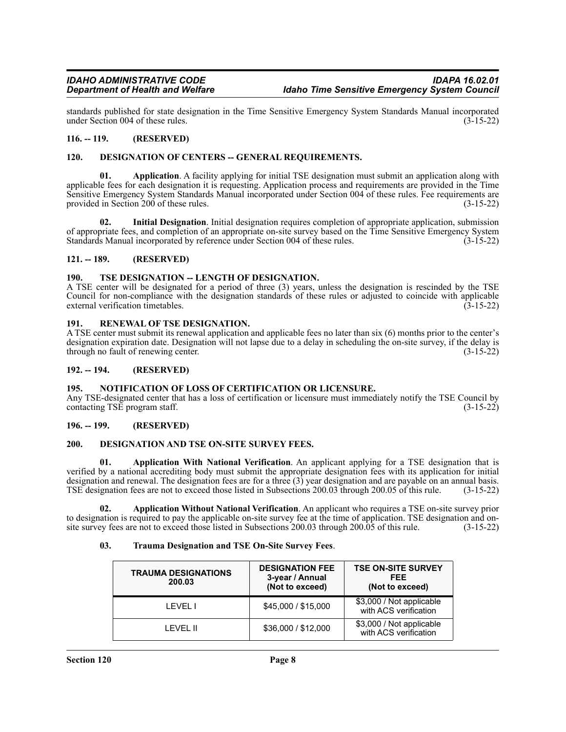standards published for state designation in the Time Sensitive Emergency System Standards Manual incorporated under Section 004 of these rules. (3-15-22)

**116. -- 119. (RESERVED)**

**120. DESIGNATION OF CENTERS -- GENERAL REQUIREMENTS.**

**01. Application**. A facility applying for initial TSE designation must submit an application along with applicable fees for each designation it is requesting. Application process and requirements are provided in the Time Sensitive Emergency System Standards Manual incorporated under Section 004 of these rules. Fee requirements are provided in Section 200 of these rules. (3-15-22)

**02. Initial Designation**. Initial designation requires completion of appropriate application, submission of appropriate fees, and completion of an appropriate on-site survey based on the Time Sensitive Emergency System Standards Manual incorporated by reference under Section 004 of these rules. (3-15-22)

**121. -- 189. (RESERVED)**

**190. TSE DESIGNATION -- LENGTH OF DESIGNATION.**

A TSE center will be designated for a period of three (3) years, unless the designation is rescinded by the TSE Council for non-compliance with the designation standards of these rules or adjusted to coincide with applicable external verification timetables. (3-15-22)

**191. RENEWAL OF TSE DESIGNATION.**

A TSE center must submit its renewal application and applicable fees no later than six (6) months prior to the center's designation expiration date. Designation will not lapse due to a delay in scheduling the on-site survey, if the delay is through no fault of renewing center. (3-15-22)

**192. -- 194. (RESERVED)**

**195. NOTIFICATION OF LOSS OF CERTIFICATION OR LICENSURE.**

Any TSE-designated center that has a loss of certification or licensure must immediately notify the TSE Council by contacting TSE program staff. (3-15-22)

**196. -- 199. (RESERVED)**

**200. DESIGNATION AND TSE ON-SITE SURVEY FEES.**

**01. Application With National Verification**. An applicant applying for a TSE designation that is verified by a national accrediting body must submit the appropriate designation fees with its application for initial designation and renewal. The designation fees are for a three (3) year designation and are payable on an annual basis. TSE designation fees are not to exceed those listed in Subsections 200.03 through 200.05 of this rule. (3-15-22)

**02. Application Without National Verification**. An applicant who requires a TSE on-site survey prior to designation is required to pay the applicable on-site survey fee at the time of application. TSE designation and on-site survey fees are not to exceed those listed in Subsections 200.03 through 200.05 of this rule. (3-15-22)

**03. Trauma Designation and TSE On-Site Survey Fees**.

| TRAUMA DESIGNATIONS 200.03 | DESIGNATION FEE 3-year / Annual (Not to exceed) | TSE ON-SITE SURVEY FEE (Not to exceed) |
|---|---|---|
| LEVEL I | $45,000 / $15,000 | $3,000 / Not applicable with ACS verification |
| LEVEL II | $36,000 / $12,000 | $3,000 / Not applicable with ACS verification |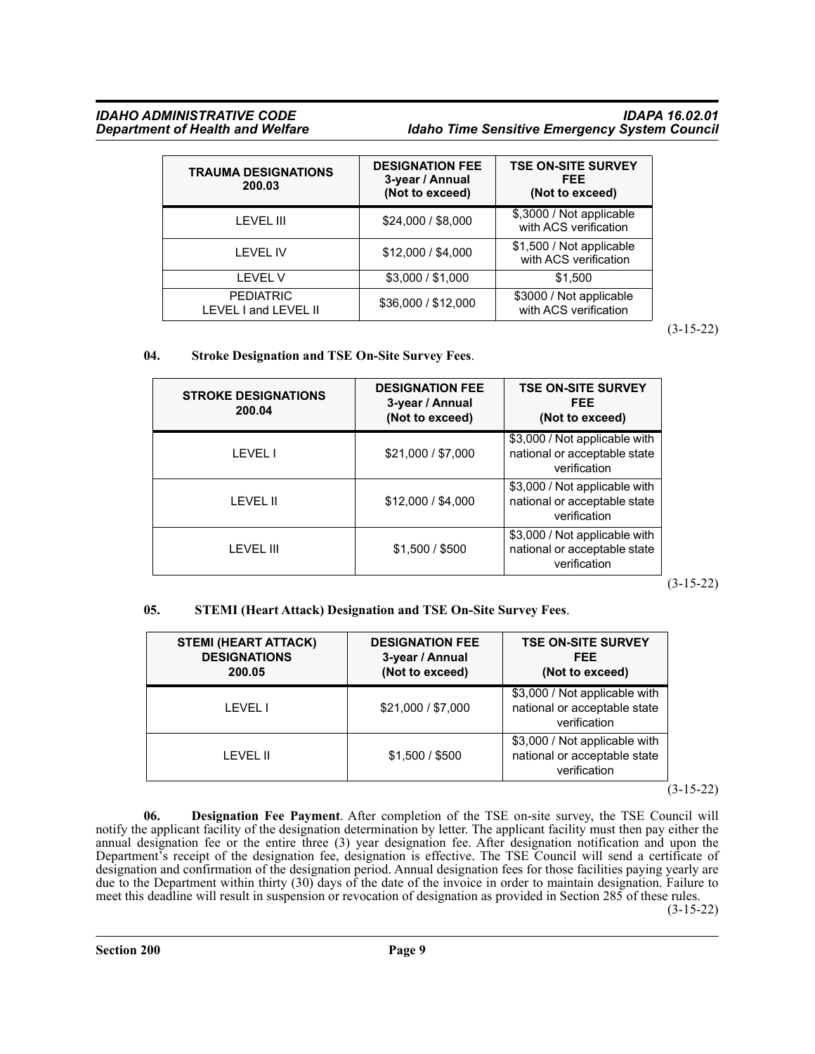| TRAUMA DESIGNATIONS 200.03 | DESIGNATION FEE 3-year / Annual (Not to exceed) | TSE ON-SITE SURVEY FEE (Not to exceed) |
|---|---|---|
| LEVEL III | $24,000 / $8,000 | $,3000 / Not applicable with ACS verification |
| LEVEL IV | $12,000 / $4,000 | $1,500 / Not applicable with ACS verification |
| LEVEL V | $3,000 / $1,000 | $1,500 |
| PEDIATRIC LEVEL I and LEVEL II | $36,000 / $12,000 | $3000 / Not applicable with ACS verification |

(3-15-22)

**04. Stroke Designation and TSE On-Site Survey Fees**.

| STROKE DESIGNATIONS 200.04 | DESIGNATION FEE 3-year / Annual (Not to exceed) | TSE ON-SITE SURVEY FEE (Not to exceed) |
|---|---|---|
| LEVEL I | $21,000 / $7,000 | $3,000 / Not applicable with national or acceptable state verification |
| LEVEL II | $12,000 / $4,000 | $3,000 / Not applicable with national or acceptable state verification |
| LEVEL III | $1,500 / $500 | $3,000 / Not applicable with national or acceptable state verification |

(3-15-22)

**05. STEMI (Heart Attack) Designation and TSE On-Site Survey Fees**.

| STEMI (HEART ATTACK) DESIGNATIONS 200.05 | DESIGNATION FEE 3-year / Annual (Not to exceed) | TSE ON-SITE SURVEY FEE (Not to exceed) |
|---|---|---|
| LEVEL I | $21,000 / $7,000 | $3,000 / Not applicable with national or acceptable state verification |
| LEVEL II | $1,500 / $500 | $3,000 / Not applicable with national or acceptable state verification |

(3-15-22)

**06. Designation Fee Payment**. After completion of the TSE on-site survey, the TSE Council will notify the applicant facility of the designation determination by letter. The applicant facility must then pay either the annual designation fee or the entire three (3) year designation fee. After designation notification and upon the Department's receipt of the designation fee, designation is effective. The TSE Council will send a certificate of designation and confirmation of the designation period. Annual designation fees for those facilities paying yearly are due to the Department within thirty (30) days of the date of the invoice in order to maintain designation. Failure to meet this deadline will result in suspension or revocation of designation as provided in Section 285 of these rules. (3-15-22)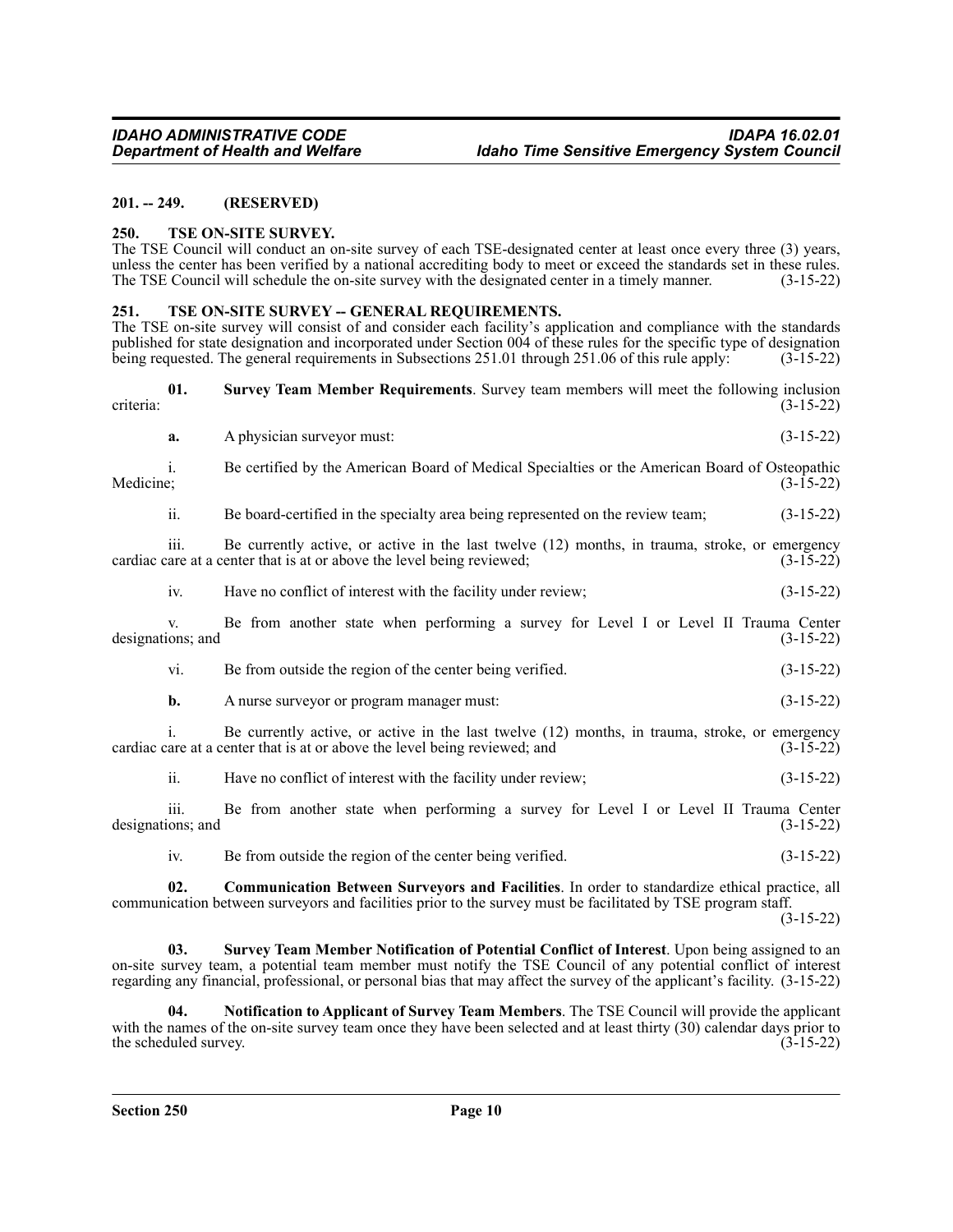**201. -- 249. (RESERVED)**

**250. TSE ON-SITE SURVEY.**

The TSE Council will conduct an on-site survey of each TSE-designated center at least once every three (3) years, unless the center has been verified by a national accrediting body to meet or exceed the standards set in these rules. The TSE Council will schedule the on-site survey with the designated center in a timely manner. (3-15-22)

**251. TSE ON-SITE SURVEY -- GENERAL REQUIREMENTS.**

The TSE on-site survey will consist of and consider each facility's application and compliance with the standards published for state designation and incorporated under Section 004 of these rules for the specific type of designation being requested. The general requirements in Subsections 251.01 through 251.06 of this rule apply: (3-15-22)

**01. Survey Team Member Requirements**. Survey team members will meet the following inclusion criteria: (3-15-22)

**a.** A physician surveyor must: (3-15-22)

i. Be certified by the American Board of Medical Specialties or the American Board of Osteopathic Medicine; (3-15-22)

ii. Be board-certified in the specialty area being represented on the review team; (3-15-22)

iii. Be currently active, or active in the last twelve (12) months, in trauma, stroke, or emergency cardiac care at a center that is at or above the level being reviewed; (3-15-22)

iv. Have no conflict of interest with the facility under review; (3-15-22)

v. Be from another state when performing a survey for Level I or Level II Trauma Center designations; and (3-15-22)

vi. Be from outside the region of the center being verified. (3-15-22)

**b.** A nurse surveyor or program manager must: (3-15-22)

i. Be currently active, or active in the last twelve (12) months, in trauma, stroke, or emergency cardiac care at a center that is at or above the level being reviewed; and (3-15-22)

ii. Have no conflict of interest with the facility under review; (3-15-22)

iii. Be from another state when performing a survey for Level I or Level II Trauma Center designations; and (3-15-22)

iv. Be from outside the region of the center being verified. (3-15-22)

**02. Communication Between Surveyors and Facilities**. In order to standardize ethical practice, all communication between surveyors and facilities prior to the survey must be facilitated by TSE program staff. (3-15-22)

**03. Survey Team Member Notification of Potential Conflict of Interest**. Upon being assigned to an on-site survey team, a potential team member must notify the TSE Council of any potential conflict of interest regarding any financial, professional, or personal bias that may affect the survey of the applicant's facility. (3-15-22)

**04. Notification to Applicant of Survey Team Members**. The TSE Council will provide the applicant with the names of the on-site survey team once they have been selected and at least thirty (30) calendar days prior to the scheduled survey. (3-15-22)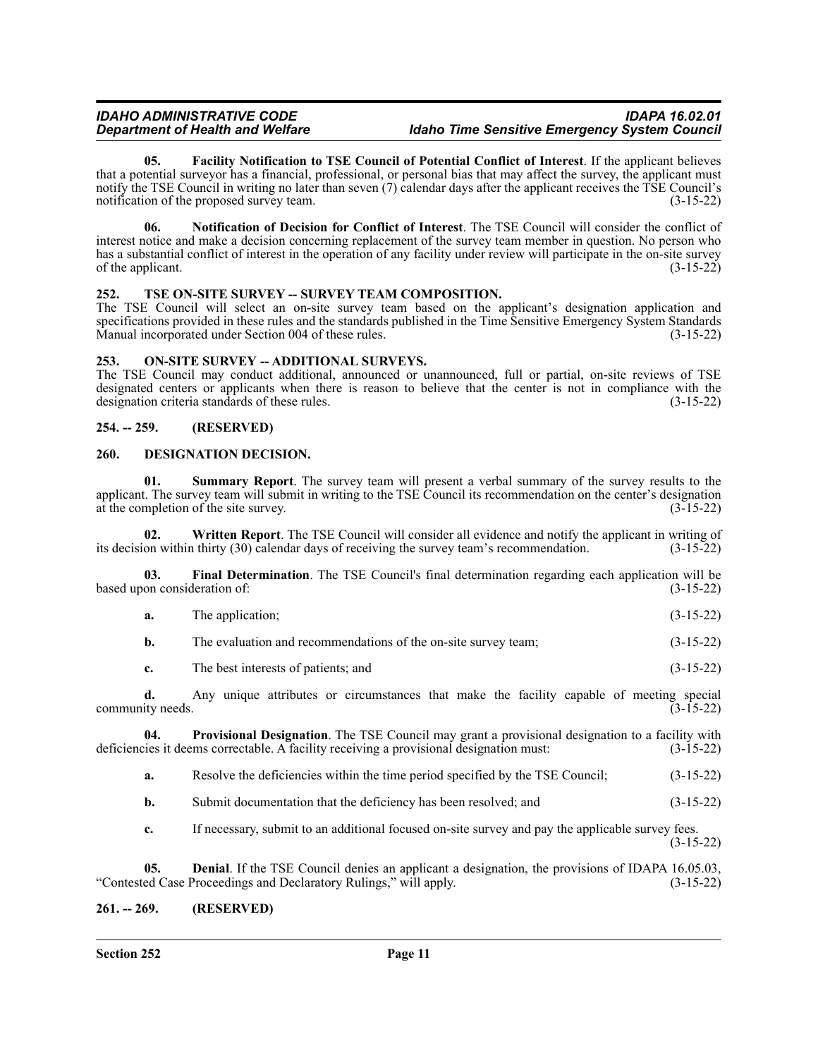**05. Facility Notification to TSE Council of Potential Conflict of Interest**. If the applicant believes that a potential surveyor has a financial, professional, or personal bias that may affect the survey, the applicant must notify the TSE Council in writing no later than seven (7) calendar days after the applicant receives the TSE Council's notification of the proposed survey team. (3-15-22)

**06. Notification of Decision for Conflict of Interest**. The TSE Council will consider the conflict of interest notice and make a decision concerning replacement of the survey team member in question. No person who has a substantial conflict of interest in the operation of any facility under review will participate in the on-site survey of the applicant. (3-15-22)

## 252. TSE ON-SITE SURVEY -- SURVEY TEAM COMPOSITION.

The TSE Council will select an on-site survey team based on the applicant's designation application and specifications provided in these rules and the standards published in the Time Sensitive Emergency System Standards Manual incorporated under Section 004 of these rules. (3-15-22)

## 253. ON-SITE SURVEY -- ADDITIONAL SURVEYS.

The TSE Council may conduct additional, announced or unannounced, full or partial, on-site reviews of TSE designated centers or applicants when there is reason to believe that the center is not in compliance with the designation criteria standards of these rules. (3-15-22)

## 254. -- 259. (RESERVED)

## 260. DESIGNATION DECISION.

**01. Summary Report**. The survey team will present a verbal summary of the survey results to the applicant. The survey team will submit in writing to the TSE Council its recommendation on the center's designation at the completion of the site survey. (3-15-22)

**02. Written Report**. The TSE Council will consider all evidence and notify the applicant in writing of its decision within thirty (30) calendar days of receiving the survey team's recommendation. (3-15-22)

**03. Final Determination**. The TSE Council's final determination regarding each application will be based upon consideration of: (3-15-22)

**a.** The application; (3-15-22)

**b.** The evaluation and recommendations of the on-site survey team; (3-15-22)

**c.** The best interests of patients; and (3-15-22)

**d.** Any unique attributes or circumstances that make the facility capable of meeting special community needs. (3-15-22)

**04. Provisional Designation**. The TSE Council may grant a provisional designation to a facility with deficiencies it deems correctable. A facility receiving a provisional designation must: (3-15-22)

**a.** Resolve the deficiencies within the time period specified by the TSE Council; (3-15-22)

**b.** Submit documentation that the deficiency has been resolved; and (3-15-22)

**c.** If necessary, submit to an additional focused on-site survey and pay the applicable survey fees. (3-15-22)

**05. Denial**. If the TSE Council denies an applicant a designation, the provisions of IDAPA 16.05.03, "Contested Case Proceedings and Declaratory Rulings," will apply. (3-15-22)

## 261. -- 269. (RESERVED)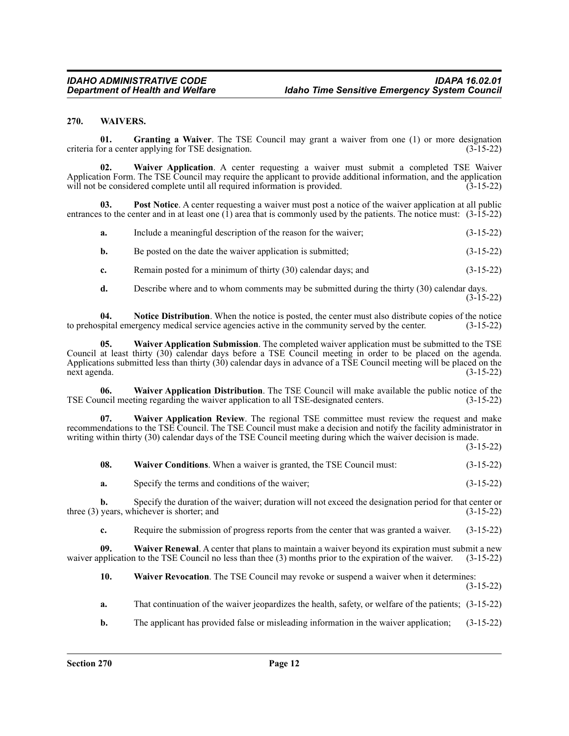## 270. WAIVERS.

**01. Granting a Waiver**. The TSE Council may grant a waiver from one (1) or more designation criteria for a center applying for TSE designation. (3-15-22)

**02. Waiver Application**. A center requesting a waiver must submit a completed TSE Waiver Application Form. The TSE Council may require the applicant to provide additional information, and the application will not be considered complete until all required information is provided. (3-15-22)

**03. Post Notice**. A center requesting a waiver must post a notice of the waiver application at all public entrances to the center and in at least one (1) area that is commonly used by the patients. The notice must: (3-15-22)

**a.** Include a meaningful description of the reason for the waiver; (3-15-22)

**b.** Be posted on the date the waiver application is submitted; (3-15-22)

**c.** Remain posted for a minimum of thirty (30) calendar days; and (3-15-22)

**d.** Describe where and to whom comments may be submitted during the thirty (30) calendar days. (3-15-22)

**04. Notice Distribution**. When the notice is posted, the center must also distribute copies of the notice to prehospital emergency medical service agencies active in the community served by the center. (3-15-22)

**05. Waiver Application Submission**. The completed waiver application must be submitted to the TSE Council at least thirty (30) calendar days before a TSE Council meeting in order to be placed on the agenda. Applications submitted less than thirty (30) calendar days in advance of a TSE Council meeting will be placed on the next agenda. (3-15-22)

**06. Waiver Application Distribution**. The TSE Council will make available the public notice of the TSE Council meeting regarding the waiver application to all TSE-designated centers. (3-15-22)

**07. Waiver Application Review**. The regional TSE committee must review the request and make recommendations to the TSE Council. The TSE Council must make a decision and notify the facility administrator in writing within thirty (30) calendar days of the TSE Council meeting during which the waiver decision is made. (3-15-22)

**08. Waiver Conditions**. When a waiver is granted, the TSE Council must: (3-15-22)

**a.** Specify the terms and conditions of the waiver; (3-15-22)

**b.** Specify the duration of the waiver; duration will not exceed the designation period for that center or three (3) years, whichever is shorter; and (3-15-22)

**c.** Require the submission of progress reports from the center that was granted a waiver. (3-15-22)

**09. Waiver Renewal**. A center that plans to maintain a waiver beyond its expiration must submit a new waiver application to the TSE Council no less than thee (3) months prior to the expiration of the waiver. (3-15-22)

**10. Waiver Revocation**. The TSE Council may revoke or suspend a waiver when it determines: (3-15-22)

**a.** That continuation of the waiver jeopardizes the health, safety, or welfare of the patients; (3-15-22)

**b.** The applicant has provided false or misleading information in the waiver application; (3-15-22)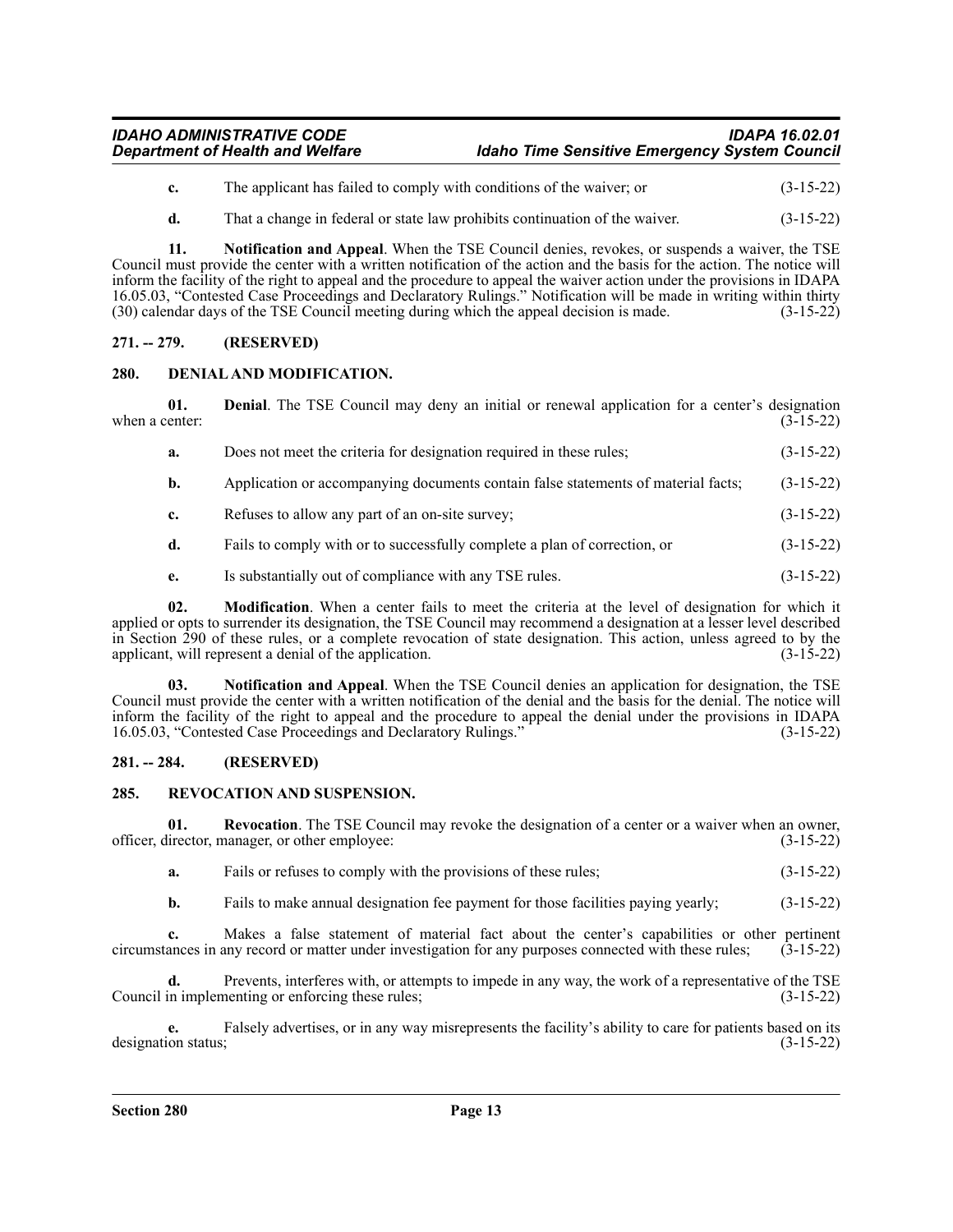**c.** The applicant has failed to comply with conditions of the waiver; or (3-15-22)

**d.** That a change in federal or state law prohibits continuation of the waiver. (3-15-22)

**11. Notification and Appeal**. When the TSE Council denies, revokes, or suspends a waiver, the TSE Council must provide the center with a written notification of the action and the basis for the action. The notice will inform the facility of the right to appeal and the procedure to appeal the waiver action under the provisions in IDAPA 16.05.03, "Contested Case Proceedings and Declaratory Rulings." Notification will be made in writing within thirty (30) calendar days of the TSE Council meeting during which the appeal decision is made. (3-15-22)

## 271. -- 279. (RESERVED)

## 280. DENIAL AND MODIFICATION.

**01. Denial**. The TSE Council may deny an initial or renewal application for a center's designation when a center: (3-15-22)

**a.** Does not meet the criteria for designation required in these rules; (3-15-22)

**b.** Application or accompanying documents contain false statements of material facts; (3-15-22)

**c.** Refuses to allow any part of an on-site survey; (3-15-22)

**d.** Fails to comply with or to successfully complete a plan of correction, or (3-15-22)

**e.** Is substantially out of compliance with any TSE rules. (3-15-22)

**02. Modification**. When a center fails to meet the criteria at the level of designation for which it applied or opts to surrender its designation, the TSE Council may recommend a designation at a lesser level described in Section 290 of these rules, or a complete revocation of state designation. This action, unless agreed to by the applicant, will represent a denial of the application. (3-15-22)

**03. Notification and Appeal**. When the TSE Council denies an application for designation, the TSE Council must provide the center with a written notification of the denial and the basis for the denial. The notice will inform the facility of the right to appeal and the procedure to appeal the denial under the provisions in IDAPA 16.05.03, "Contested Case Proceedings and Declaratory Rulings." (3-15-22)

## 281. -- 284. (RESERVED)

## 285. REVOCATION AND SUSPENSION.

**01. Revocation**. The TSE Council may revoke the designation of a center or a waiver when an owner, officer, director, manager, or other employee: (3-15-22)

**a.** Fails or refuses to comply with the provisions of these rules; (3-15-22)

**b.** Fails to make annual designation fee payment for those facilities paying yearly; (3-15-22)

**c.** Makes a false statement of material fact about the center's capabilities or other pertinent circumstances in any record or matter under investigation for any purposes connected with these rules; (3-15-22)

**d.** Prevents, interferes with, or attempts to impede in any way, the work of a representative of the TSE Council in implementing or enforcing these rules; (3-15-22)

**e.** Falsely advertises, or in any way misrepresents the facility's ability to care for patients based on its designation status; (3-15-22)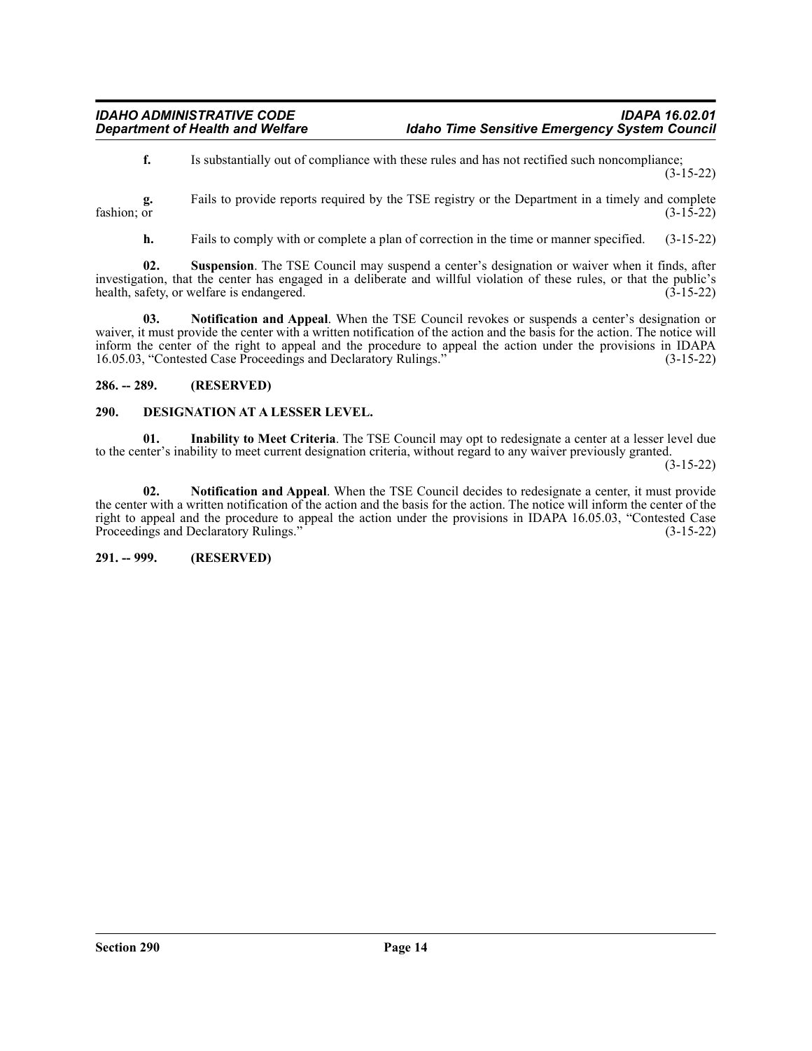**f.** Is substantially out of compliance with these rules and has not rectified such noncompliance; (3-15-22)

**g.** Fails to provide reports required by the TSE registry or the Department in a timely and complete fashion; or (3-15-22)

**h.** Fails to comply with or complete a plan of correction in the time or manner specified. (3-15-22)

**02. Suspension**. The TSE Council may suspend a center's designation or waiver when it finds, after investigation, that the center has engaged in a deliberate and willful violation of these rules, or that the public's health, safety, or welfare is endangered. (3-15-22)

**03. Notification and Appeal**. When the TSE Council revokes or suspends a center's designation or waiver, it must provide the center with a written notification of the action and the basis for the action. The notice will inform the center of the right to appeal and the procedure to appeal the action under the provisions in IDAPA 16.05.03, "Contested Case Proceedings and Declaratory Rulings." (3-15-22)

**286. -- 289. (RESERVED)**

**290. DESIGNATION AT A LESSER LEVEL.**

**01. Inability to Meet Criteria**. The TSE Council may opt to redesignate a center at a lesser level due to the center's inability to meet current designation criteria, without regard to any waiver previously granted. (3-15-22)

**02. Notification and Appeal**. When the TSE Council decides to redesignate a center, it must provide the center with a written notification of the action and the basis for the action. The notice will inform the center of the right to appeal and the procedure to appeal the action under the provisions in IDAPA 16.05.03, "Contested Case Proceedings and Declaratory Rulings." (3-15-22)

**291. -- 999. (RESERVED)**